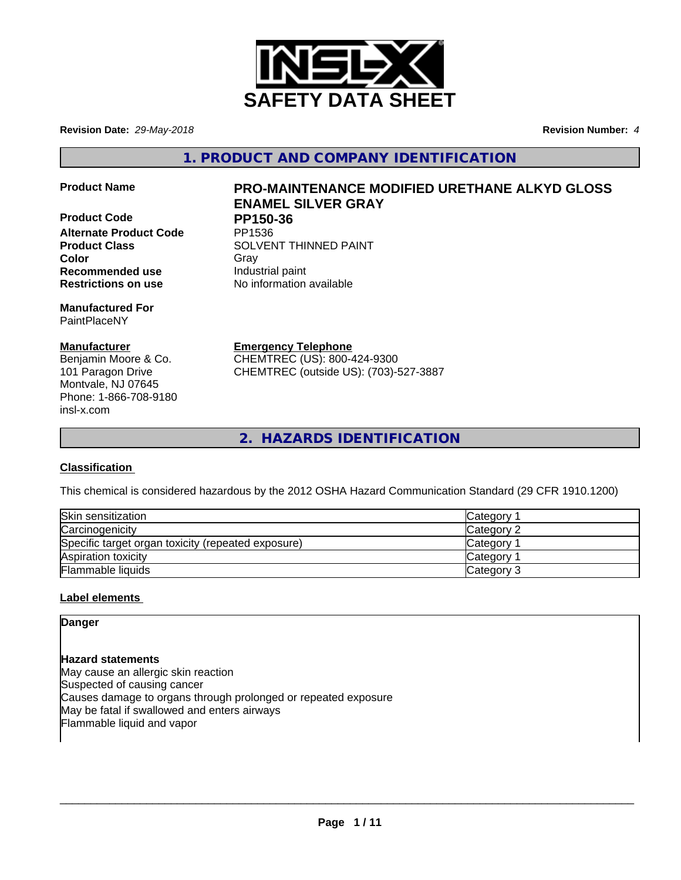# SAFETY DATA SHEET

**Revision Date:** *29-May-2018* **Revision Number:** *4*

## 1. PRODUCT AND COMPANY IDENTIFICATION

| | |
|---|---|
| **Product Name** | **PRO-MAINTENANCE MODIFIED URETHANE ALKYD GLOSS ENAMEL SILVER GRAY** |
| **Product Code** | **PP150-36** |
| **Alternate Product Code** | PP1536 |
| **Product Class** | SOLVENT THINNED PAINT |
| **Color** | Gray |
| **Recommended use** | Industrial paint |
| **Restrictions on use** | No information available |

**Manufactured For**
PaintPlaceNY

**Manufacturer**
Benjamin Moore & Co.
101 Paragon Drive
Montvale, NJ 07645
Phone: 1-866-708-9180
insl-x.com

**Emergency Telephone**
CHEMTREC (US): 800-424-9300
CHEMTREC (outside US): (703)-527-3887

## 2. HAZARDS IDENTIFICATION

**Classification**

This chemical is considered hazardous by the 2012 OSHA Hazard Communication Standard (29 CFR 1910.1200)

| Hazard | Category |
|---|---|
| Skin sensitization | Category 1 |
| Carcinogenicity | Category 2 |
| Specific target organ toxicity (repeated exposure) | Category 1 |
| Aspiration toxicity | Category 1 |
| Flammable liquids | Category 3 |

**Label elements**

**Danger**

**Hazard statements**
May cause an allergic skin reaction
Suspected of causing cancer
Causes damage to organs through prolonged or repeated exposure
May be fatal if swallowed and enters airways
Flammable liquid and vapor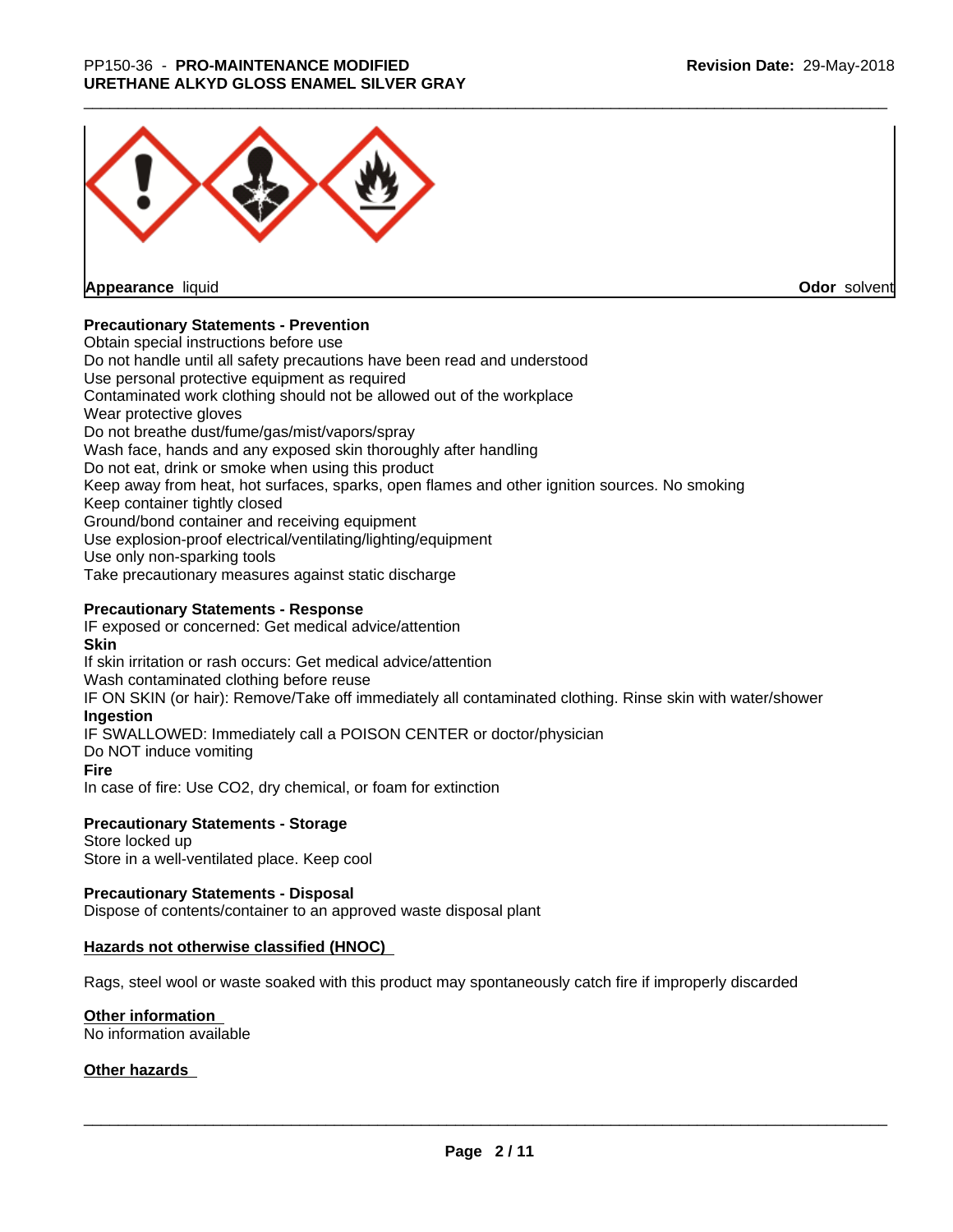**Appearance** liquid **Odor** solvent

**Precautionary Statements - Prevention**

Obtain special instructions before use
Do not handle until all safety precautions have been read and understood
Use personal protective equipment as required
Contaminated work clothing should not be allowed out of the workplace
Wear protective gloves
Do not breathe dust/fume/gas/mist/vapors/spray
Wash face, hands and any exposed skin thoroughly after handling
Do not eat, drink or smoke when using this product
Keep away from heat, hot surfaces, sparks, open flames and other ignition sources. No smoking
Keep container tightly closed
Ground/bond container and receiving equipment
Use explosion-proof electrical/ventilating/lighting/equipment
Use only non-sparking tools
Take precautionary measures against static discharge

**Precautionary Statements - Response**

IF exposed or concerned: Get medical advice/attention

**Skin**

If skin irritation or rash occurs: Get medical advice/attention
Wash contaminated clothing before reuse
IF ON SKIN (or hair): Remove/Take off immediately all contaminated clothing. Rinse skin with water/shower

**Ingestion**

IF SWALLOWED: Immediately call a POISON CENTER or doctor/physician
Do NOT induce vomiting

**Fire**

In case of fire: Use CO2, dry chemical, or foam for extinction

**Precautionary Statements - Storage**

Store locked up
Store in a well-ventilated place. Keep cool

**Precautionary Statements - Disposal**

Dispose of contents/container to an approved waste disposal plant

**Hazards not otherwise classified (HNOC)**

Rags, steel wool or waste soaked with this product may spontaneously catch fire if improperly discarded

**Other information**

No information available

**Other hazards**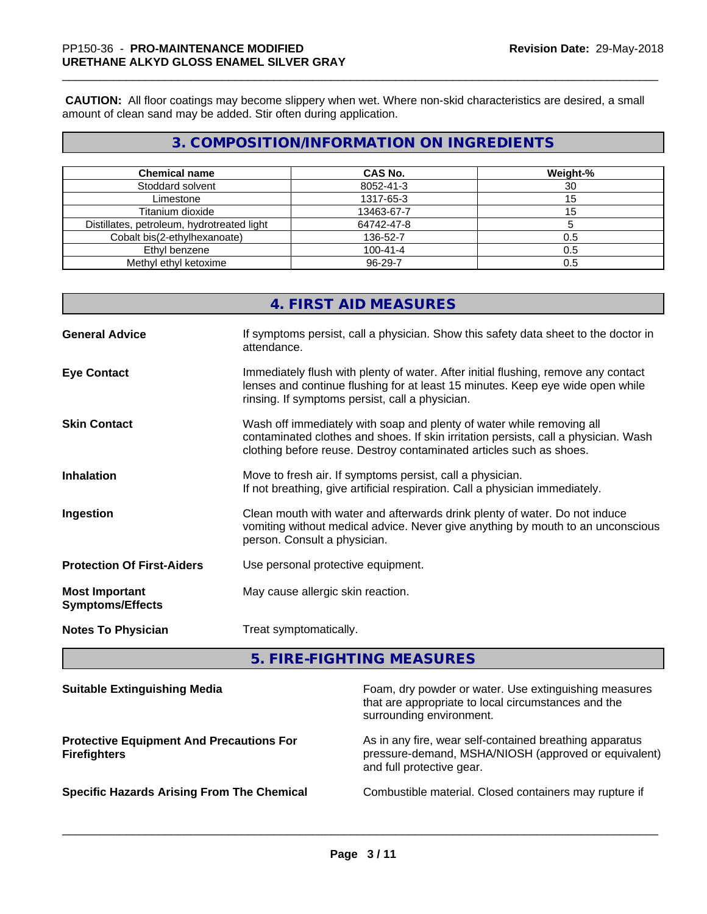**CAUTION:** All floor coatings may become slippery when wet. Where non-skid characteristics are desired, a small amount of clean sand may be added. Stir often during application.

## 3. COMPOSITION/INFORMATION ON INGREDIENTS

| Chemical name | CAS No. | Weight-% |
|---|---|---|
| Stoddard solvent | 8052-41-3 | 30 |
| Limestone | 1317-65-3 | 15 |
| Titanium dioxide | 13463-67-7 | 15 |
| Distillates, petroleum, hydrotreated light | 64742-47-8 | 5 |
| Cobalt bis(2-ethylhexanoate) | 136-52-7 | 0.5 |
| Ethyl benzene | 100-41-4 | 0.5 |
| Methyl ethyl ketoxime | 96-29-7 | 0.5 |

## 4. FIRST AID MEASURES

**General Advice**: If symptoms persist, call a physician. Show this safety data sheet to the doctor in attendance.

**Eye Contact**: Immediately flush with plenty of water. After initial flushing, remove any contact lenses and continue flushing for at least 15 minutes. Keep eye wide open while rinsing. If symptoms persist, call a physician.

**Skin Contact**: Wash off immediately with soap and plenty of water while removing all contaminated clothes and shoes. If skin irritation persists, call a physician. Wash clothing before reuse. Destroy contaminated articles such as shoes.

**Inhalation**: Move to fresh air. If symptoms persist, call a physician.
If not breathing, give artificial respiration. Call a physician immediately.

**Ingestion**: Clean mouth with water and afterwards drink plenty of water. Do not induce vomiting without medical advice. Never give anything by mouth to an unconscious person. Consult a physician.

**Protection Of First-Aiders**: Use personal protective equipment.

**Most Important Symptoms/Effects**: May cause allergic skin reaction.

**Notes To Physician**: Treat symptomatically.

## 5. FIRE-FIGHTING MEASURES

**Suitable Extinguishing Media**: Foam, dry powder or water. Use extinguishing measures that are appropriate to local circumstances and the surrounding environment.

**Protective Equipment And Precautions For Firefighters**: As in any fire, wear self-contained breathing apparatus pressure-demand, MSHA/NIOSH (approved or equivalent) and full protective gear.

**Specific Hazards Arising From The Chemical**: Combustible material. Closed containers may rupture if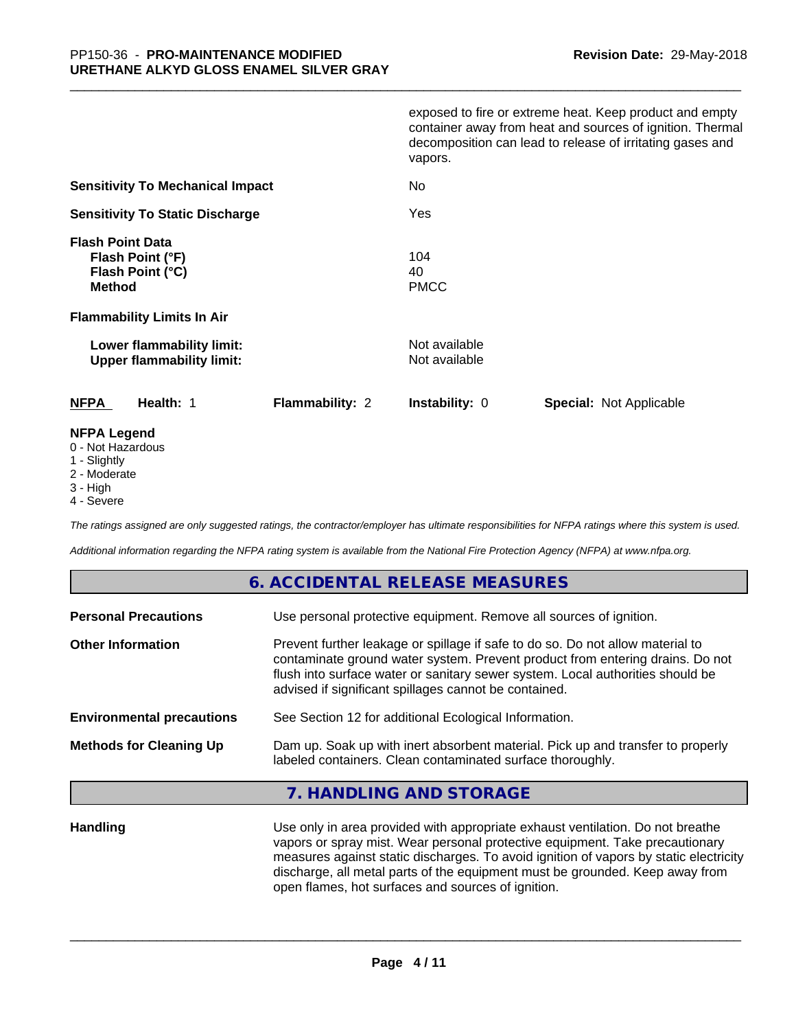exposed to fire or extreme heat. Keep product and empty container away from heat and sources of ignition. Thermal decomposition can lead to release of irritating gases and vapors.

| | |
|---|---|
| **Sensitivity To Mechanical Impact** | No |
| **Sensitivity To Static Discharge** | Yes |
| **Flash Point Data** | |
| **Flash Point (°F)** | 104 |
| **Flash Point (°C)** | 40 |
| **Method** | PMCC |
| **Flammability Limits In Air** | |
| **Lower flammability limit:** | Not available |
| **Upper flammability limit:** | Not available |

| **NFPA** | **Health:** 1 | **Flammability:** 2 | **Instability:** 0 | **Special:** Not Applicable |
|---|---|---|---|---|

**NFPA Legend**
- 0 - Not Hazardous
- 1 - Slightly
- 2 - Moderate
- 3 - High
- 4 - Severe

*The ratings assigned are only suggested ratings, the contractor/employer has ultimate responsibilities for NFPA ratings where this system is used.*

*Additional information regarding the NFPA rating system is available from the National Fire Protection Agency (NFPA) at www.nfpa.org.*

## 6. ACCIDENTAL RELEASE MEASURES

| | |
|---|---|
| **Personal Precautions** | Use personal protective equipment. Remove all sources of ignition. |
| **Other Information** | Prevent further leakage or spillage if safe to do so. Do not allow material to contaminate ground water system. Prevent product from entering drains. Do not flush into surface water or sanitary sewer system. Local authorities should be advised if significant spillages cannot be contained. |
| **Environmental precautions** | See Section 12 for additional Ecological Information. |
| **Methods for Cleaning Up** | Dam up. Soak up with inert absorbent material. Pick up and transfer to properly labeled containers. Clean contaminated surface thoroughly. |

## 7. HANDLING AND STORAGE

| | |
|---|---|
| **Handling** | Use only in area provided with appropriate exhaust ventilation. Do not breathe vapors or spray mist. Wear personal protective equipment. Take precautionary measures against static discharges. To avoid ignition of vapors by static electricity discharge, all metal parts of the equipment must be grounded. Keep away from open flames, hot surfaces and sources of ignition. |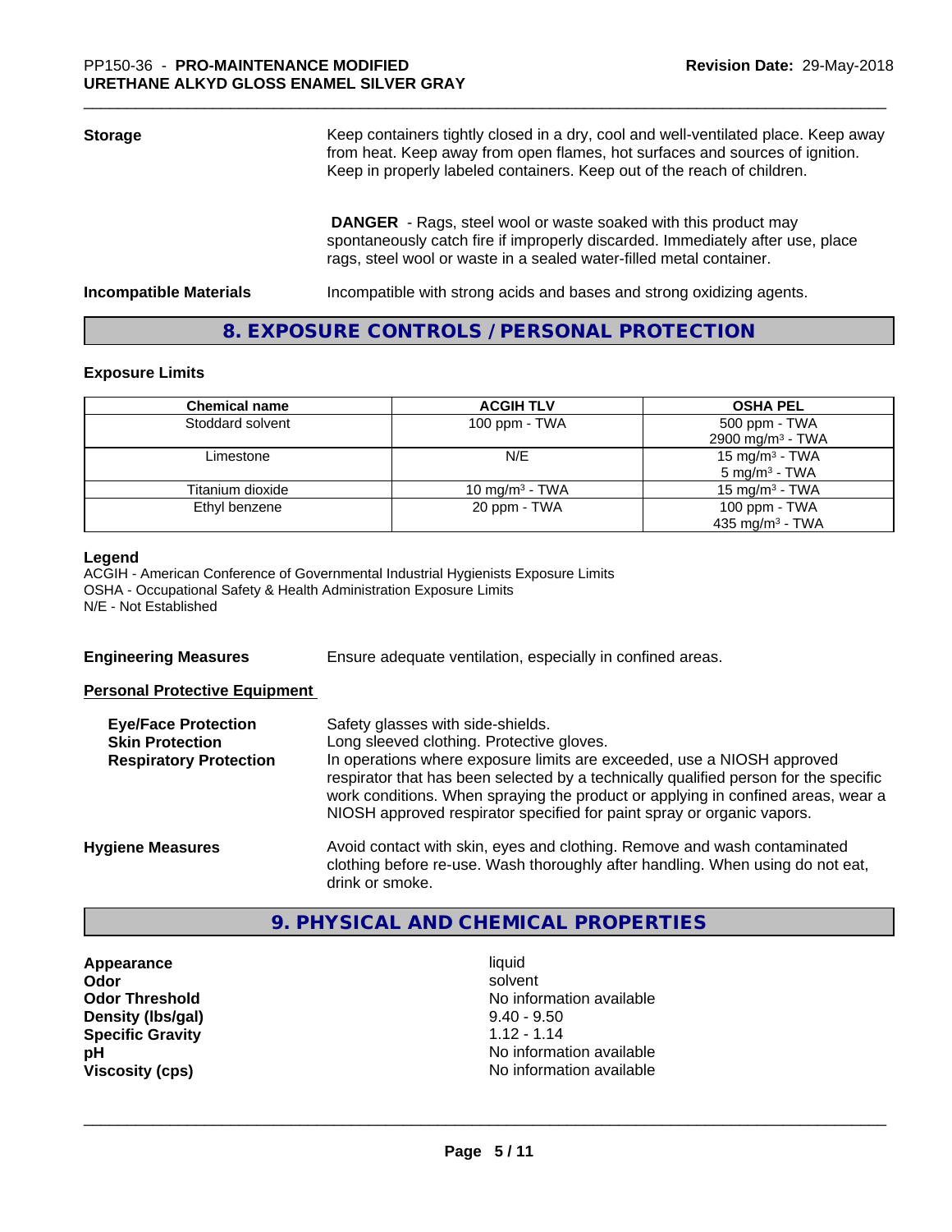| | |
|---|---|
| **Storage** | Keep containers tightly closed in a dry, cool and well-ventilated place. Keep away from heat. Keep away from open flames, hot surfaces and sources of ignition. Keep in properly labeled containers. Keep out of the reach of children. |
| | **DANGER** - Rags, steel wool or waste soaked with this product may spontaneously catch fire if improperly discarded. Immediately after use, place rags, steel wool or waste in a sealed water-filled metal container. |
| **Incompatible Materials** | Incompatible with strong acids and bases and strong oxidizing agents. |

## 8. EXPOSURE CONTROLS / PERSONAL PROTECTION

### Exposure Limits

| Chemical name | ACGIH TLV | OSHA PEL |
|---|---|---|
| Stoddard solvent | 100 ppm - TWA | 500 ppm - TWA<br>2900 mg/m³ - TWA |
| Limestone | N/E | 15 mg/m³ - TWA<br>5 mg/m³ - TWA |
| Titanium dioxide | 10 mg/m³ - TWA | 15 mg/m³ - TWA |
| Ethyl benzene | 20 ppm - TWA | 100 ppm - TWA<br>435 mg/m³ - TWA |

**Legend**
ACGIH - American Conference of Governmental Industrial Hygienists Exposure Limits
OSHA - Occupational Safety & Health Administration Exposure Limits
N/E - Not Established

**Engineering Measures** Ensure adequate ventilation, especially in confined areas.

**Personal Protective Equipment**

| | |
|---|---|
| **Eye/Face Protection** | Safety glasses with side-shields. |
| **Skin Protection** | Long sleeved clothing. Protective gloves. |
| **Respiratory Protection** | In operations where exposure limits are exceeded, use a NIOSH approved respirator that has been selected by a technically qualified person for the specific work conditions. When spraying the product or applying in confined areas, wear a NIOSH approved respirator specified for paint spray or organic vapors. |

**Hygiene Measures** Avoid contact with skin, eyes and clothing. Remove and wash contaminated clothing before re-use. Wash thoroughly after handling. When using do not eat, drink or smoke.

## 9. PHYSICAL AND CHEMICAL PROPERTIES

| | |
|---|---|
| **Appearance** | liquid |
| **Odor** | solvent |
| **Odor Threshold** | No information available |
| **Density (lbs/gal)** | 9.40 - 9.50 |
| **Specific Gravity** | 1.12 - 1.14 |
| **pH** | No information available |
| **Viscosity (cps)** | No information available |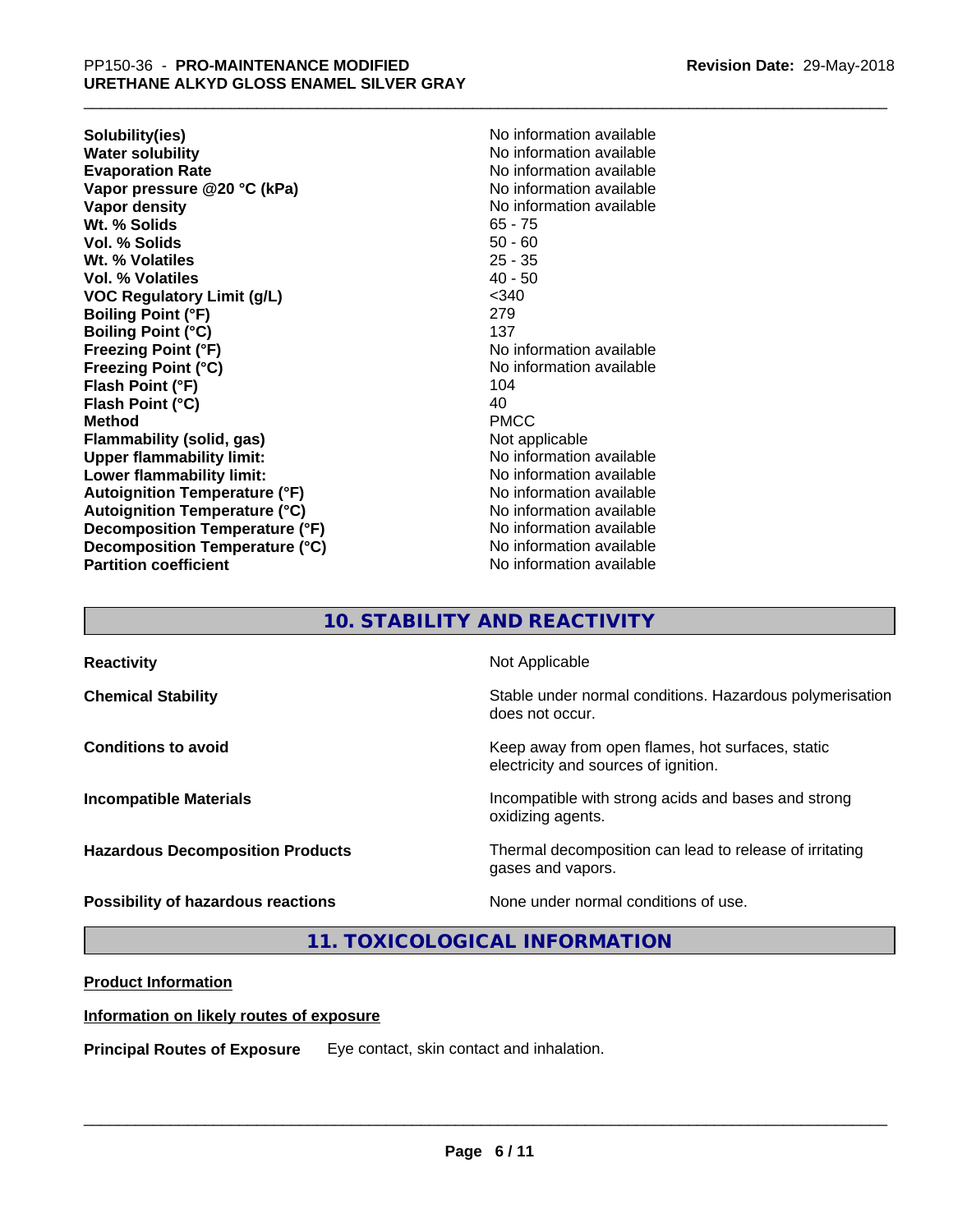| | |
|---|---|
| **Solubility(ies)** | No information available |
| **Water solubility** | No information available |
| **Evaporation Rate** | No information available |
| **Vapor pressure @20 °C (kPa)** | No information available |
| **Vapor density** | No information available |
| **Wt. % Solids** | 65 - 75 |
| **Vol. % Solids** | 50 - 60 |
| **Wt. % Volatiles** | 25 - 35 |
| **Vol. % Volatiles** | 40 - 50 |
| **VOC Regulatory Limit (g/L)** | <340 |
| **Boiling Point (°F)** | 279 |
| **Boiling Point (°C)** | 137 |
| **Freezing Point (°F)** | No information available |
| **Freezing Point (°C)** | No information available |
| **Flash Point (°F)** | 104 |
| **Flash Point (°C)** | 40 |
| **Method** | PMCC |
| **Flammability (solid, gas)** | Not applicable |
| **Upper flammability limit:** | No information available |
| **Lower flammability limit:** | No information available |
| **Autoignition Temperature (°F)** | No information available |
| **Autoignition Temperature (°C)** | No information available |
| **Decomposition Temperature (°F)** | No information available |
| **Decomposition Temperature (°C)** | No information available |
| **Partition coefficient** | No information available |

## 10. STABILITY AND REACTIVITY

| | |
|---|---|
| **Reactivity** | Not Applicable |
| **Chemical Stability** | Stable under normal conditions. Hazardous polymerisation does not occur. |
| **Conditions to avoid** | Keep away from open flames, hot surfaces, static electricity and sources of ignition. |
| **Incompatible Materials** | Incompatible with strong acids and bases and strong oxidizing agents. |
| **Hazardous Decomposition Products** | Thermal decomposition can lead to release of irritating gases and vapors. |
| **Possibility of hazardous reactions** | None under normal conditions of use. |

## 11. TOXICOLOGICAL INFORMATION

**Product Information**

**Information on likely routes of exposure**

**Principal Routes of Exposure** Eye contact, skin contact and inhalation.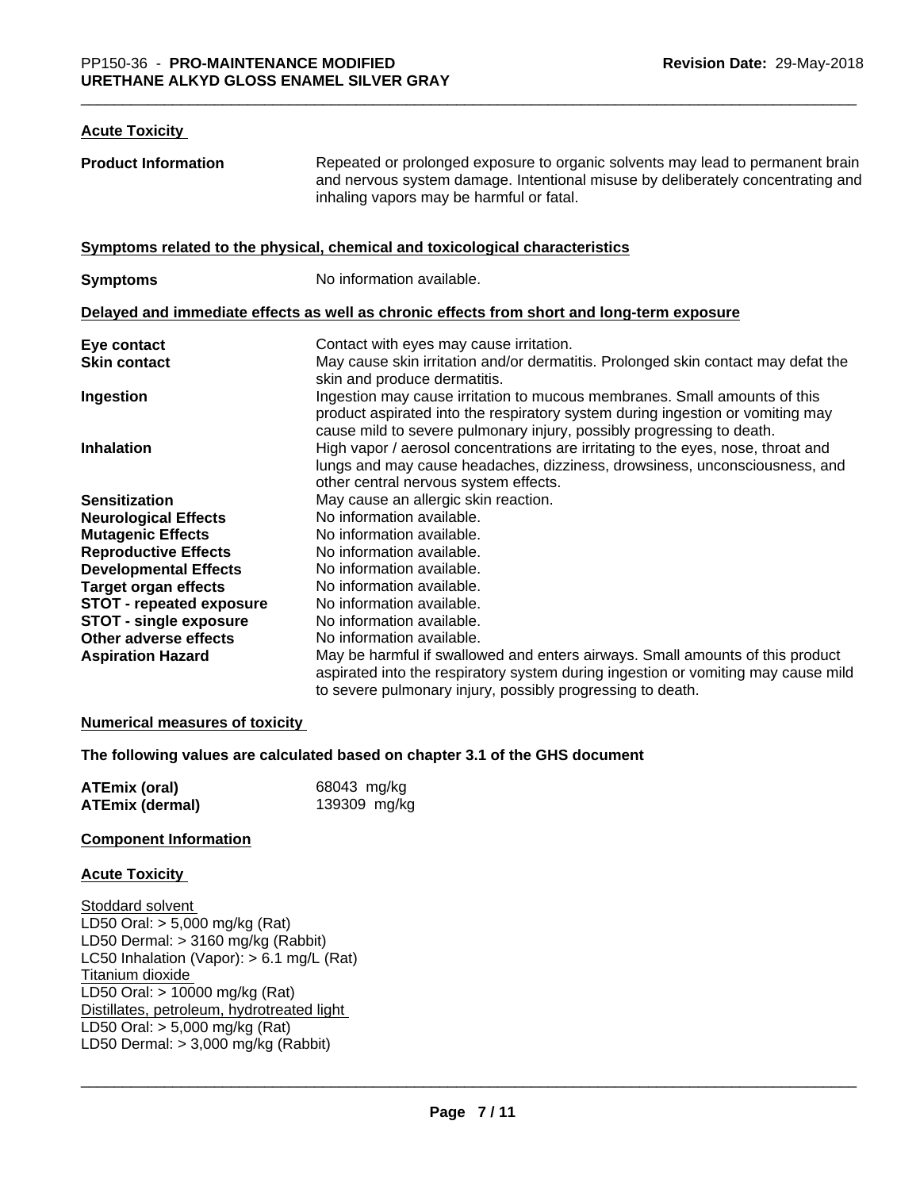## Acute Toxicity

| | |
|---|---|
| **Product Information** | Repeated or prolonged exposure to organic solvents may lead to permanent brain and nervous system damage. Intentional misuse by deliberately concentrating and inhaling vapors may be harmful or fatal. |

### Symptoms related to the physical, chemical and toxicological characteristics

| | |
|---|---|
| **Symptoms** | No information available. |

### Delayed and immediate effects as well as chronic effects from short and long-term exposure

| | |
|---|---|
| **Eye contact** | Contact with eyes may cause irritation. |
| **Skin contact** | May cause skin irritation and/or dermatitis. Prolonged skin contact may defat the skin and produce dermatitis. |
| **Ingestion** | Ingestion may cause irritation to mucous membranes. Small amounts of this product aspirated into the respiratory system during ingestion or vomiting may cause mild to severe pulmonary injury, possibly progressing to death. |
| **Inhalation** | High vapor / aerosol concentrations are irritating to the eyes, nose, throat and lungs and may cause headaches, dizziness, drowsiness, unconsciousness, and other central nervous system effects. |
| **Sensitization** | May cause an allergic skin reaction. |
| **Neurological Effects** | No information available. |
| **Mutagenic Effects** | No information available. |
| **Reproductive Effects** | No information available. |
| **Developmental Effects** | No information available. |
| **Target organ effects** | No information available. |
| **STOT - repeated exposure** | No information available. |
| **STOT - single exposure** | No information available. |
| **Other adverse effects** | No information available. |
| **Aspiration Hazard** | May be harmful if swallowed and enters airways. Small amounts of this product aspirated into the respiratory system during ingestion or vomiting may cause mild to severe pulmonary injury, possibly progressing to death. |

### Numerical measures of toxicity

**The following values are calculated based on chapter 3.1 of the GHS document**

| | |
|---|---|
| **ATEmix (oral)** | 68043 mg/kg |
| **ATEmix (dermal)** | 139309 mg/kg |

### Component Information

### Acute Toxicity

Stoddard solvent
LD50 Oral: > 5,000 mg/kg (Rat)
LD50 Dermal: > 3160 mg/kg (Rabbit)
LC50 Inhalation (Vapor): > 6.1 mg/L (Rat)
Titanium dioxide
LD50 Oral: > 10000 mg/kg (Rat)
Distillates, petroleum, hydrotreated light
LD50 Oral: > 5,000 mg/kg (Rat)
LD50 Dermal: > 3,000 mg/kg (Rabbit)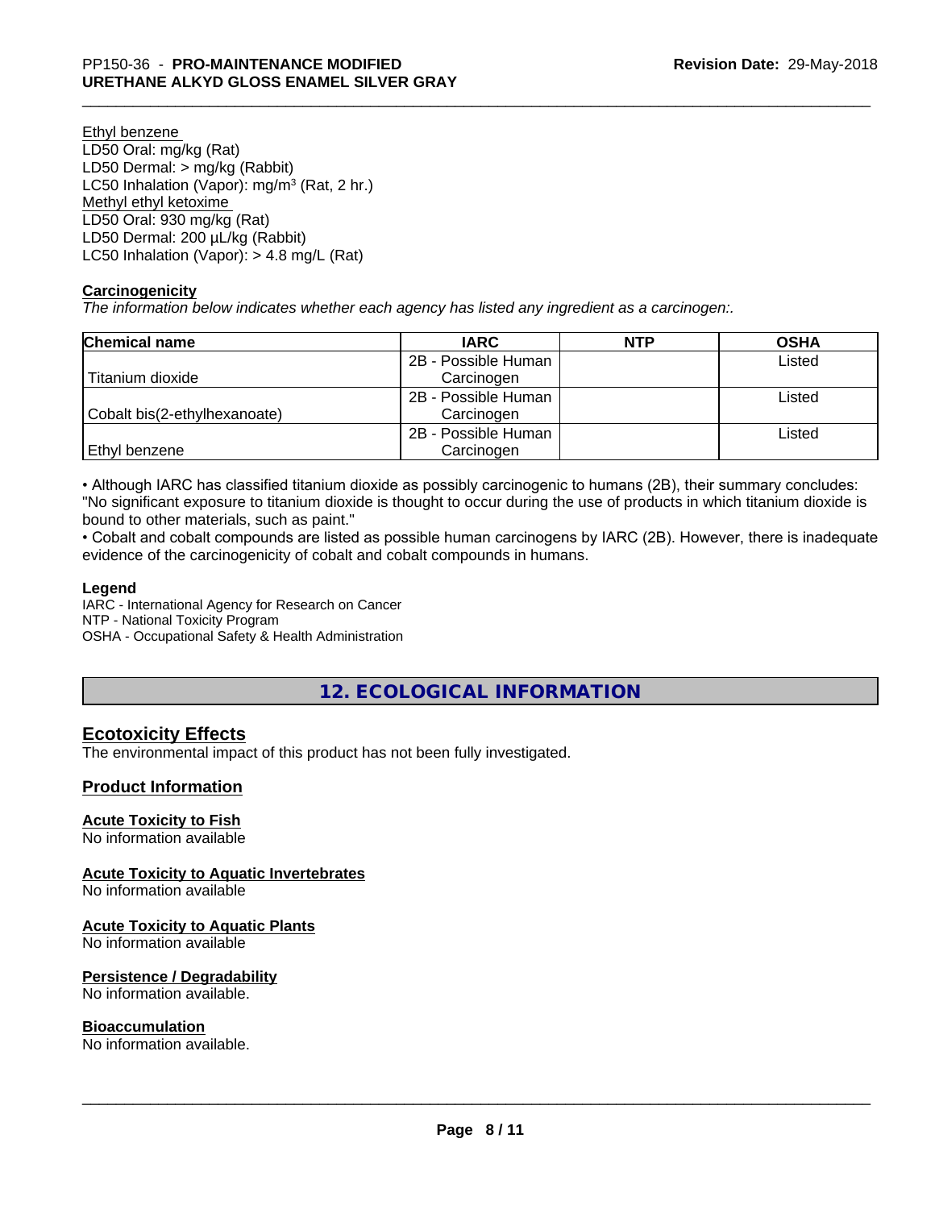Ethyl benzene
LD50 Oral: mg/kg (Rat)
LD50 Dermal: > mg/kg (Rabbit)
LC50 Inhalation (Vapor): mg/m$^3$ (Rat, 2 hr.)
Methyl ethyl ketoxime
LD50 Oral: 930 mg/kg (Rat)
LD50 Dermal: 200 µL/kg (Rabbit)
LC50 Inhalation (Vapor): > 4.8 mg/L (Rat)

### Carcinogenicity

*The information below indicates whether each agency has listed any ingredient as a carcinogen:.*

| Chemical name | IARC | NTP | OSHA |
|---|---|---|---|
| Titanium dioxide | 2B - Possible Human Carcinogen | | Listed |
| Cobalt bis(2-ethylhexanoate) | 2B - Possible Human Carcinogen | | Listed |
| Ethyl benzene | 2B - Possible Human Carcinogen | | Listed |

• Although IARC has classified titanium dioxide as possibly carcinogenic to humans (2B), their summary concludes: "No significant exposure to titanium dioxide is thought to occur during the use of products in which titanium dioxide is bound to other materials, such as paint."
• Cobalt and cobalt compounds are listed as possible human carcinogens by IARC (2B). However, there is inadequate evidence of the carcinogenicity of cobalt and cobalt compounds in humans.

**Legend**
IARC - International Agency for Research on Cancer
NTP - National Toxicity Program
OSHA - Occupational Safety & Health Administration

## 12. ECOLOGICAL INFORMATION

### Ecotoxicity Effects

The environmental impact of this product has not been fully investigated.

### Product Information

**Acute Toxicity to Fish**
No information available

**Acute Toxicity to Aquatic Invertebrates**
No information available

**Acute Toxicity to Aquatic Plants**
No information available

**Persistence / Degradability**
No information available.

**Bioaccumulation**
No information available.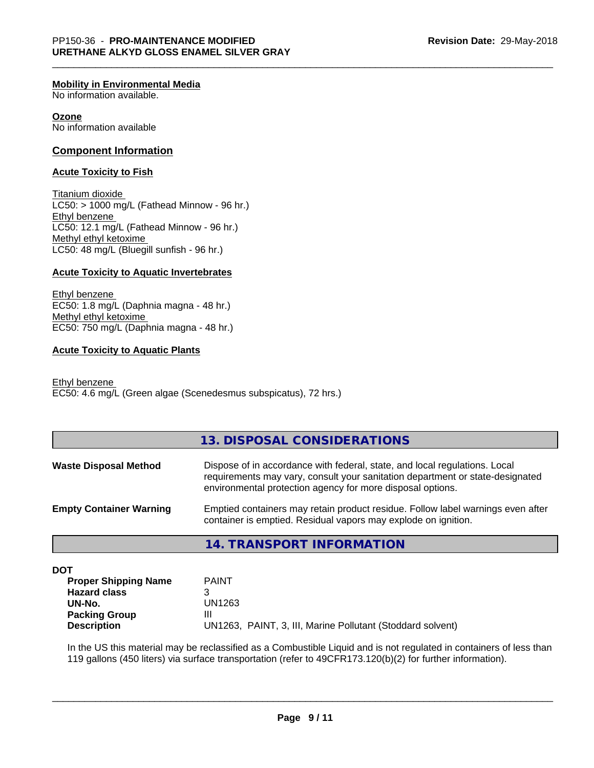**Mobility in Environmental Media**
No information available.

**Ozone**
No information available

## Component Information

### Acute Toxicity to Fish

Titanium dioxide
LC50: > 1000 mg/L (Fathead Minnow - 96 hr.)
Ethyl benzene
LC50: 12.1 mg/L (Fathead Minnow - 96 hr.)
Methyl ethyl ketoxime
LC50: 48 mg/L (Bluegill sunfish - 96 hr.)

### Acute Toxicity to Aquatic Invertebrates

Ethyl benzene
EC50: 1.8 mg/L (Daphnia magna - 48 hr.)
Methyl ethyl ketoxime
EC50: 750 mg/L (Daphnia magna - 48 hr.)

### Acute Toxicity to Aquatic Plants

Ethyl benzene
EC50: 4.6 mg/L (Green algae (Scenedesmus subspicatus), 72 hrs.)

## 13. DISPOSAL CONSIDERATIONS

**Waste Disposal Method** — Dispose of in accordance with federal, state, and local regulations. Local requirements may vary, consult your sanitation department or state-designated environmental protection agency for more disposal options.

**Empty Container Warning** — Emptied containers may retain product residue. Follow label warnings even after container is emptied. Residual vapors may explode on ignition.

## 14. TRANSPORT INFORMATION

**DOT**

| | |
|---|---|
| **Proper Shipping Name** | PAINT |
| **Hazard class** | 3 |
| **UN-No.** | UN1263 |
| **Packing Group** | III |
| **Description** | UN1263, PAINT, 3, III, Marine Pollutant (Stoddard solvent) |

In the US this material may be reclassified as a Combustible Liquid and is not regulated in containers of less than 119 gallons (450 liters) via surface transportation (refer to 49CFR173.120(b)(2) for further information).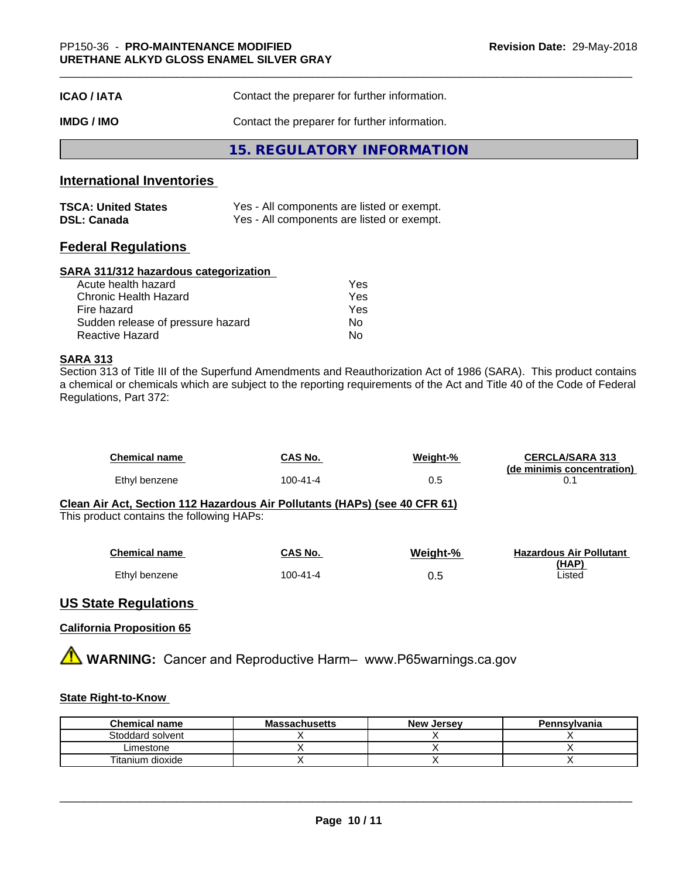**ICAO / IATA** Contact the preparer for further information.

**IMDG / IMO** Contact the preparer for further information.

## 15. REGULATORY INFORMATION

### International Inventories

| | |
|---|---|
| **TSCA: United States** | Yes - All components are listed or exempt. |
| **DSL: Canada** | Yes - All components are listed or exempt. |

### Federal Regulations

**SARA 311/312 hazardous categorization**

| | |
|---|---|
| Acute health hazard | Yes |
| Chronic Health Hazard | Yes |
| Fire hazard | Yes |
| Sudden release of pressure hazard | No |
| Reactive Hazard | No |

**SARA 313**

Section 313 of Title III of the Superfund Amendments and Reauthorization Act of 1986 (SARA). This product contains a chemical or chemicals which are subject to the reporting requirements of the Act and Title 40 of the Code of Federal Regulations, Part 372:

| Chemical name | CAS No. | Weight-% | CERCLA/SARA 313 (de minimis concentration) |
|---|---|---|---|
| Ethyl benzene | 100-41-4 | 0.5 | 0.1 |

**Clean Air Act, Section 112 Hazardous Air Pollutants (HAPs) (see 40 CFR 61)**

This product contains the following HAPs:

| Chemical name | CAS No. | Weight-% | Hazardous Air Pollutant (HAP) |
|---|---|---|---|
| Ethyl benzene | 100-41-4 | 0.5 | Listed |

### US State Regulations

**California Proposition 65**

⚠ **WARNING:** Cancer and Reproductive Harm– www.P65warnings.ca.gov

**State Right-to-Know**

| Chemical name | Massachusetts | New Jersey | Pennsylvania |
|---|---|---|---|
| Stoddard solvent | X | X | X |
| Limestone | X | X | X |
| Titanium dioxide | X | X | X |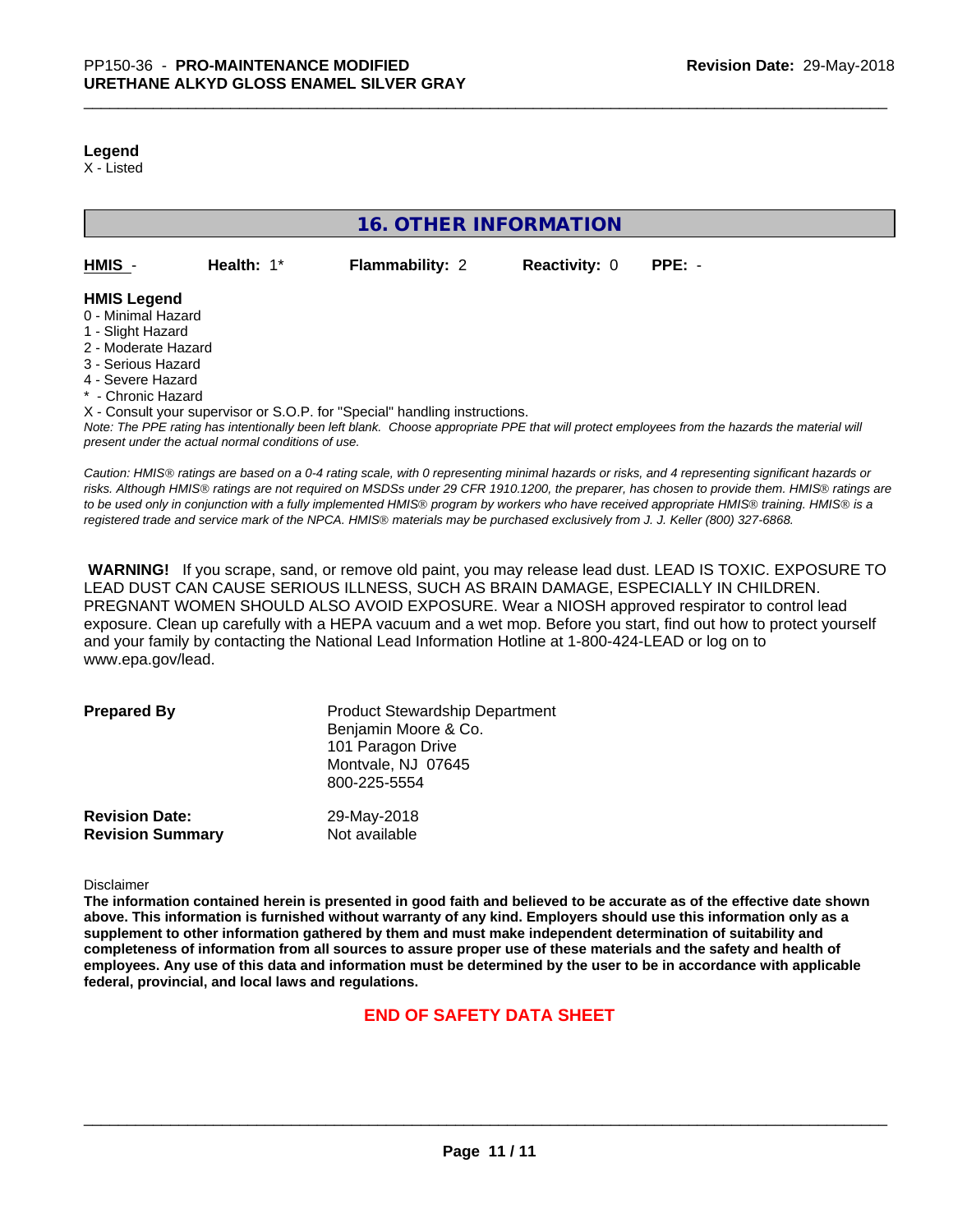**Legend**

X - Listed

## 16. OTHER INFORMATION

| HMIS - | Health: 1* | Flammability: 2 | Reactivity: 0 | PPE: - |
|---|---|---|---|---|

**HMIS Legend**

0 - Minimal Hazard
1 - Slight Hazard
2 - Moderate Hazard
3 - Serious Hazard
4 - Severe Hazard
* - Chronic Hazard
X - Consult your supervisor or S.O.P. for "Special" handling instructions.

*Note: The PPE rating has intentionally been left blank. Choose appropriate PPE that will protect employees from the hazards the material will present under the actual normal conditions of use.*

*Caution: HMIS® ratings are based on a 0-4 rating scale, with 0 representing minimal hazards or risks, and 4 representing significant hazards or risks. Although HMIS® ratings are not required on MSDSs under 29 CFR 1910.1200, the preparer, has chosen to provide them. HMIS® ratings are to be used only in conjunction with a fully implemented HMIS® program by workers who have received appropriate HMIS® training. HMIS® is a registered trade and service mark of the NPCA. HMIS® materials may be purchased exclusively from J. J. Keller (800) 327-6868.*

**WARNING!** If you scrape, sand, or remove old paint, you may release lead dust. LEAD IS TOXIC. EXPOSURE TO LEAD DUST CAN CAUSE SERIOUS ILLNESS, SUCH AS BRAIN DAMAGE, ESPECIALLY IN CHILDREN. PREGNANT WOMEN SHOULD ALSO AVOID EXPOSURE. Wear a NIOSH approved respirator to control lead exposure. Clean up carefully with a HEPA vacuum and a wet mop. Before you start, find out how to protect yourself and your family by contacting the National Lead Information Hotline at 1-800-424-LEAD or log on to www.epa.gov/lead.

| | |
|---|---|
| **Prepared By** | Product Stewardship Department<br>Benjamin Moore & Co.<br>101 Paragon Drive<br>Montvale, NJ 07645<br>800-225-5554 |
| **Revision Date:** | 29-May-2018 |
| **Revision Summary** | Not available |

Disclaimer

**The information contained herein is presented in good faith and believed to be accurate as of the effective date shown above. This information is furnished without warranty of any kind. Employers should use this information only as a supplement to other information gathered by them and must make independent determination of suitability and completeness of information from all sources to assure proper use of these materials and the safety and health of employees. Any use of this data and information must be determined by the user to be in accordance with applicable federal, provincial, and local laws and regulations.**

**END OF SAFETY DATA SHEET**